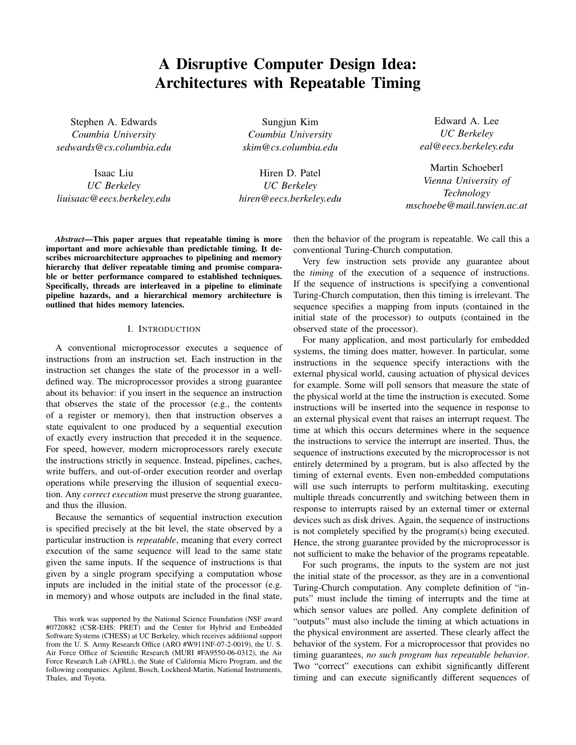# A Disruptive Computer Design Idea: Architectures with Repeatable Timing

Stephen A. Edwards
*Coumbia University*
*sedwards@cs.columbia.edu*

Sungjun Kim
*Coumbia University*
*skim@cs.columbia.edu*

Edward A. Lee
*UC Berkeley*
*eal@eecs.berkeley.edu*

Isaac Liu
*UC Berkeley*
*liuisaac@eecs.berkeley.edu*

Hiren D. Patel
*UC Berkeley*
*hiren@eecs.berkeley.edu*

Martin Schoeberl
*Vienna University of Technology*
*mschoebe@mail.tuwien.ac.at*

***Abstract*—This paper argues that repeatable timing is more important and more achievable than predictable timing. It describes microarchitecture approaches to pipelining and memory hierarchy that deliver repeatable timing and promise comparable or better performance compared to established techniques. Specifically, threads are interleaved in a pipeline to eliminate pipeline hazards, and a hierarchical memory architecture is outlined that hides memory latencies.**

## I. Introduction

A conventional microprocessor executes a sequence of instructions from an instruction set. Each instruction in the instruction set changes the state of the processor in a well-defined way. The microprocessor provides a strong guarantee about its behavior: if you insert in the sequence an instruction that observes the state of the processor (e.g., the contents of a register or memory), then that instruction observes a state equivalent to one produced by a sequential execution of exactly every instruction that preceded it in the sequence. For speed, however, modern microprocessors rarely execute the instructions strictly in sequence. Instead, pipelines, caches, write buffers, and out-of-order execution reorder and overlap operations while preserving the illusion of sequential execution. Any *correct execution* must preserve the strong guarantee, and thus the illusion.

Because the semantics of sequential instruction execution is specified precisely at the bit level, the state observed by a particular instruction is *repeatable*, meaning that every correct execution of the same sequence will lead to the same state given the same inputs. If the sequence of instructions is that given by a single program specifying a computation whose inputs are included in the initial state of the processor (e.g. in memory) and whose outputs are included in the final state, then the behavior of the program is repeatable. We call this a conventional Turing-Church computation.

Very few instruction sets provide any guarantee about the *timing* of the execution of a sequence of instructions. If the sequence of instructions is specifying a conventional Turing-Church computation, then this timing is irrelevant. The sequence specifies a mapping from inputs (contained in the initial state of the processor) to outputs (contained in the observed state of the processor).

For many application, and most particularly for embedded systems, the timing does matter, however. In particular, some instructions in the sequence specify interactions with the external physical world, causing actuation of physical devices for example. Some will poll sensors that measure the state of the physical world at the time the instruction is executed. Some instructions will be inserted into the sequence in response to an external physical event that raises an interrupt request. The time at which this occurs determines where in the sequence the instructions to service the interrupt are inserted. Thus, the sequence of instructions executed by the microprocessor is not entirely determined by a program, but is also affected by the timing of external events. Even non-embedded computations will use such interrupts to perform multitasking, executing multiple threads concurrently and switching between them in response to interrupts raised by an external timer or external devices such as disk drives. Again, the sequence of instructions is not completely specified by the program(s) being executed. Hence, the strong guarantee provided by the microprocessor is not sufficient to make the behavior of the programs repeatable.

For such programs, the inputs to the system are not just the initial state of the processor, as they are in a conventional Turing-Church computation. Any complete definition of "inputs" must include the timing of interrupts and the time at which sensor values are polled. Any complete definition of "outputs" must also include the timing at which actuations in the physical environment are asserted. These clearly affect the behavior of the system. For a microprocessor that provides no timing guarantees, *no such program has repeatable behavior*. Two "correct" executions can exhibit significantly different timing and can execute significantly different sequences of

This work was supported by the National Science Foundation (NSF award #0720882 (CSR-EHS: PRET) and the Center for Hybrid and Embedded Software Systems (CHESS) at UC Berkeley, which receives additional support from the U. S. Army Research Office (ARO #W911NF-07-2-0019), the U. S. Air Force Office of Scientific Research (MURI #FA9550-06-0312), the Air Force Research Lab (AFRL), the State of California Micro Program, and the following companies: Agilent, Bosch, Lockheed-Martin, National Instruments, Thales, and Toyota.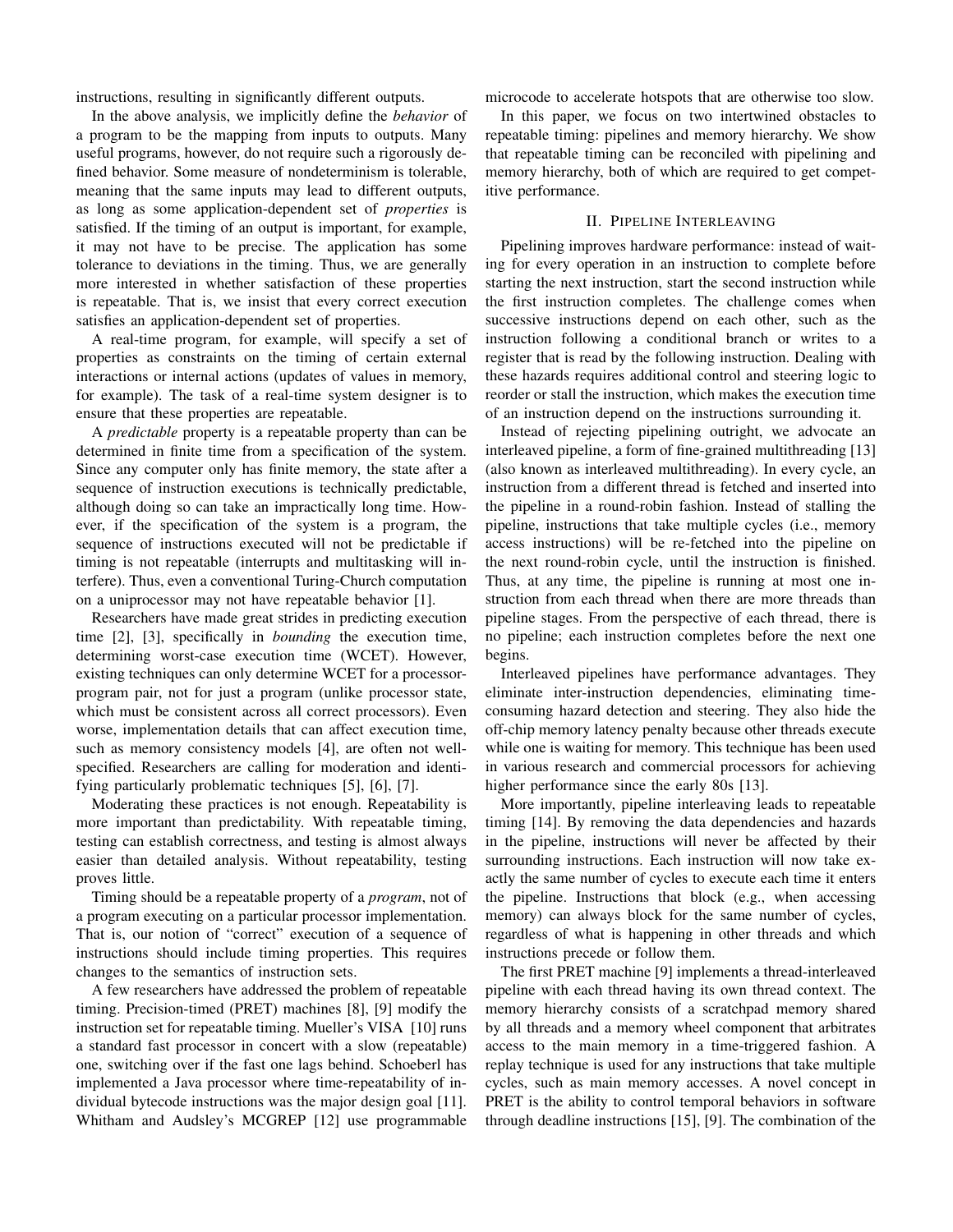instructions, resulting in significantly different outputs.

In the above analysis, we implicitly define the *behavior* of a program to be the mapping from inputs to outputs. Many useful programs, however, do not require such a rigorously defined behavior. Some measure of nondeterminism is tolerable, meaning that the same inputs may lead to different outputs, as long as some application-dependent set of *properties* is satisfied. If the timing of an output is important, for example, it may not have to be precise. The application has some tolerance to deviations in the timing. Thus, we are generally more interested in whether satisfaction of these properties is repeatable. That is, we insist that every correct execution satisfies an application-dependent set of properties.

A real-time program, for example, will specify a set of properties as constraints on the timing of certain external interactions or internal actions (updates of values in memory, for example). The task of a real-time system designer is to ensure that these properties are repeatable.

A *predictable* property is a repeatable property than can be determined in finite time from a specification of the system. Since any computer only has finite memory, the state after a sequence of instruction executions is technically predictable, although doing so can take an impractically long time. However, if the specification of the system is a program, the sequence of instructions executed will not be predictable if timing is not repeatable (interrupts and multitasking will interfere). Thus, even a conventional Turing-Church computation on a uniprocessor may not have repeatable behavior [1].

Researchers have made great strides in predicting execution time [2], [3], specifically in *bounding* the execution time, determining worst-case execution time (WCET). However, existing techniques can only determine WCET for a processor-program pair, not for just a program (unlike processor state, which must be consistent across all correct processors). Even worse, implementation details that can affect execution time, such as memory consistency models [4], are often not well-specified. Researchers are calling for moderation and identifying particularly problematic techniques [5], [6], [7].

Moderating these practices is not enough. Repeatability is more important than predictability. With repeatable timing, testing can establish correctness, and testing is almost always easier than detailed analysis. Without repeatability, testing proves little.

Timing should be a repeatable property of a *program*, not of a program executing on a particular processor implementation. That is, our notion of "correct" execution of a sequence of instructions should include timing properties. This requires changes to the semantics of instruction sets.

A few researchers have addressed the problem of repeatable timing. Precision-timed (PRET) machines [8], [9] modify the instruction set for repeatable timing. Mueller's VISA [10] runs a standard fast processor in concert with a slow (repeatable) one, switching over if the fast one lags behind. Schoeberl has implemented a Java processor where time-repeatability of individual bytecode instructions was the major design goal [11]. Whitham and Audsley's MCGREP [12] use programmable microcode to accelerate hotspots that are otherwise too slow.

In this paper, we focus on two intertwined obstacles to repeatable timing: pipelines and memory hierarchy. We show that repeatable timing can be reconciled with pipelining and memory hierarchy, both of which are required to get competitive performance.

## II. Pipeline Interleaving

Pipelining improves hardware performance: instead of waiting for every operation in an instruction to complete before starting the next instruction, start the second instruction while the first instruction completes. The challenge comes when successive instructions depend on each other, such as the instruction following a conditional branch or writes to a register that is read by the following instruction. Dealing with these hazards requires additional control and steering logic to reorder or stall the instruction, which makes the execution time of an instruction depend on the instructions surrounding it.

Instead of rejecting pipelining outright, we advocate an interleaved pipeline, a form of fine-grained multithreading [13] (also known as interleaved multithreading). In every cycle, an instruction from a different thread is fetched and inserted into the pipeline in a round-robin fashion. Instead of stalling the pipeline, instructions that take multiple cycles (i.e., memory access instructions) will be re-fetched into the pipeline on the next round-robin cycle, until the instruction is finished. Thus, at any time, the pipeline is running at most one instruction from each thread when there are more threads than pipeline stages. From the perspective of each thread, there is no pipeline; each instruction completes before the next one begins.

Interleaved pipelines have performance advantages. They eliminate inter-instruction dependencies, eliminating time-consuming hazard detection and steering. They also hide the off-chip memory latency penalty because other threads execute while one is waiting for memory. This technique has been used in various research and commercial processors for achieving higher performance since the early 80s [13].

More importantly, pipeline interleaving leads to repeatable timing [14]. By removing the data dependencies and hazards in the pipeline, instructions will never be affected by their surrounding instructions. Each instruction will now take exactly the same number of cycles to execute each time it enters the pipeline. Instructions that block (e.g., when accessing memory) can always block for the same number of cycles, regardless of what is happening in other threads and which instructions precede or follow them.

The first PRET machine [9] implements a thread-interleaved pipeline with each thread having its own thread context. The memory hierarchy consists of a scratchpad memory shared by all threads and a memory wheel component that arbitrates access to the main memory in a time-triggered fashion. A replay technique is used for any instructions that take multiple cycles, such as main memory accesses. A novel concept in PRET is the ability to control temporal behaviors in software through deadline instructions [15], [9]. The combination of the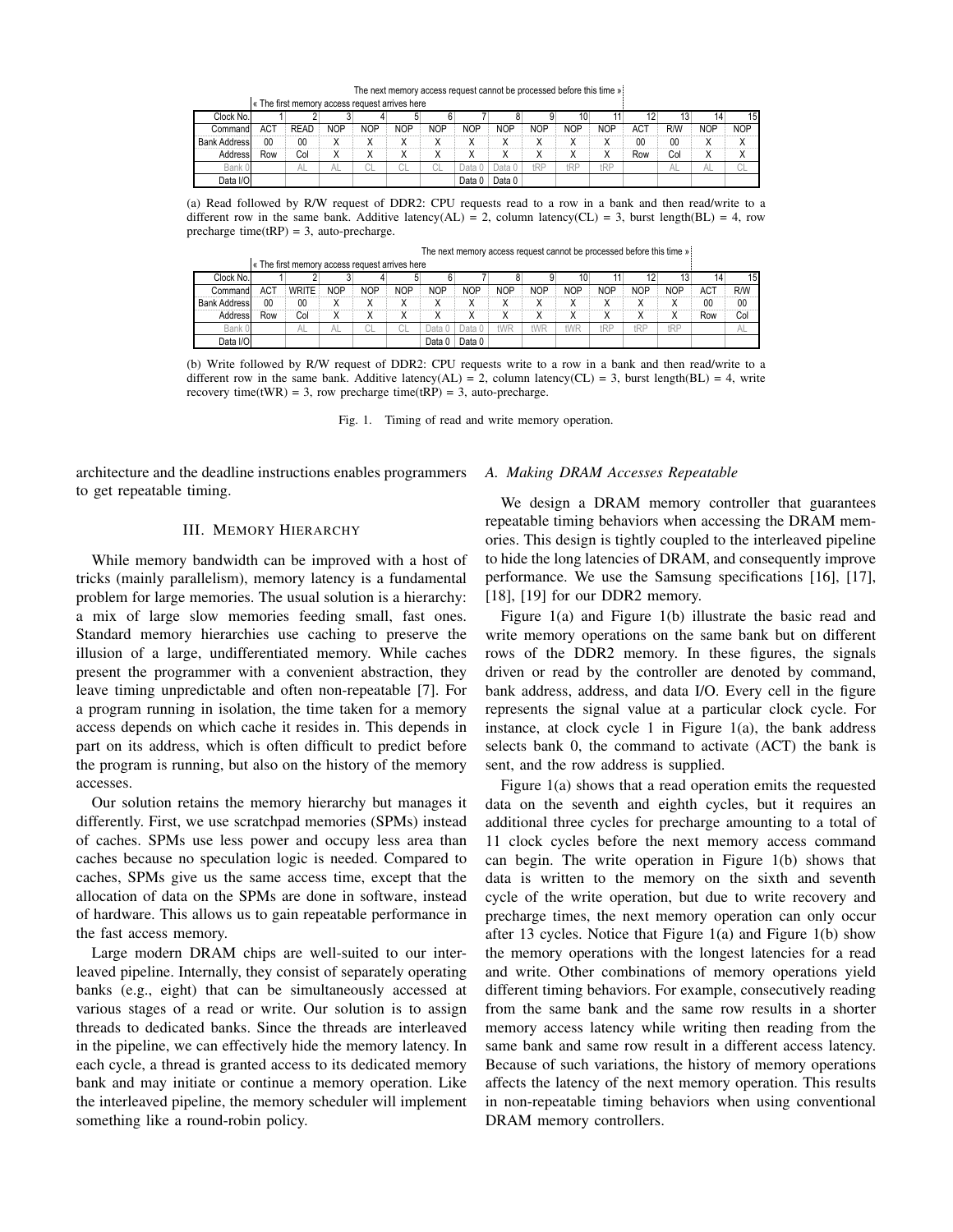The next memory access request cannot be processed before this time »

« The first memory access request arrives here

| Clock No. | 1 | 2 | 3 | 4 | 5 | 6 | 7 | 8 | 9 | 10 | 11 | 12 | 13 | 14 | 15 |
|---|---|---|---|---|---|---|---|---|---|---|---|---|---|---|---|
| Command | ACT | READ | NOP | NOP | NOP | NOP | NOP | NOP | NOP | NOP | NOP | ACT | R/W | NOP | NOP |
| Bank Address | 00 | 00 | X | X | X | X | X | X | X | X | X | 00 | 00 | X | X |
| Address | Row | Col | X | X | X | X | X | X | X | X | X | Row | Col | X | X |
| Bank 0 | | AL | AL | CL | CL | CL | Data 0 | Data 0 | tRP | tRP | tRP | | AL | AL | CL |
| Data I/O | | | | | | | Data 0 | Data 0 | | | | | | | |

(a) Read followed by R/W request of DDR2: CPU requests read to a row in a bank and then read/write to a different row in the same bank. Additive latency(AL) = 2, column latency(CL) = 3, burst length(BL) = 4, row precharge time(tRP) = 3, auto-precharge.

The next memory access request cannot be processed before this time »

« The first memory access request arrives here

| Clock No. | 1 | 2 | 3 | 4 | 5 | 6 | 7 | 8 | 9 | 10 | 11 | 12 | 13 | 14 | 15 |
|---|---|---|---|---|---|---|---|---|---|---|---|---|---|---|---|
| Command | ACT | WRITE | NOP | NOP | NOP | NOP | NOP | NOP | NOP | NOP | NOP | NOP | NOP | ACT | R/W |
| Bank Address | 00 | 00 | X | X | X | X | X | X | X | X | X | X | X | 00 | 00 |
| Address | Row | Col | X | X | X | X | X | X | X | X | X | X | X | Row | Col |
| Bank 0 | | AL | AL | CL | CL | Data 0 | Data 0 | tWR | tWR | tWR | tRP | tRP | tRP | | AL |
| Data I/O | | | | | | Data 0 | Data 0 | | | | | | | | |

(b) Write followed by R/W request of DDR2: CPU requests write to a row in a bank and then read/write to a different row in the same bank. Additive latency(AL) = 2, column latency(CL) = 3, burst length(BL) = 4, write recovery time(tWR) = 3, row precharge time(tRP) = 3, auto-precharge.

Fig. 1. Timing of read and write memory operation.

architecture and the deadline instructions enables programmers to get repeatable timing.

## III. Memory Hierarchy

While memory bandwidth can be improved with a host of tricks (mainly parallelism), memory latency is a fundamental problem for large memories. The usual solution is a hierarchy: a mix of large slow memories feeding small, fast ones. Standard memory hierarchies use caching to preserve the illusion of a large, undifferentiated memory. While caches present the programmer with a convenient abstraction, they leave timing unpredictable and often non-repeatable [7]. For a program running in isolation, the time taken for a memory access depends on which cache it resides in. This depends in part on its address, which is often difficult to predict before the program is running, but also on the history of the memory accesses.

Our solution retains the memory hierarchy but manages it differently. First, we use scratchpad memories (SPMs) instead of caches. SPMs use less power and occupy less area than caches because no speculation logic is needed. Compared to caches, SPMs give us the same access time, except that the allocation of data on the SPMs are done in software, instead of hardware. This allows us to gain repeatable performance in the fast access memory.

Large modern DRAM chips are well-suited to our interleaved pipeline. Internally, they consist of separately operating banks (e.g., eight) that can be simultaneously accessed at various stages of a read or write. Our solution is to assign threads to dedicated banks. Since the threads are interleaved in the pipeline, we can effectively hide the memory latency. In each cycle, a thread is granted access to its dedicated memory bank and may initiate or continue a memory operation. Like the interleaved pipeline, the memory scheduler will implement something like a round-robin policy.

### *A. Making DRAM Accesses Repeatable*

We design a DRAM memory controller that guarantees repeatable timing behaviors when accessing the DRAM memories. This design is tightly coupled to the interleaved pipeline to hide the long latencies of DRAM, and consequently improve performance. We use the Samsung specifications [16], [17], [18], [19] for our DDR2 memory.

Figure 1(a) and Figure 1(b) illustrate the basic read and write memory operations on the same bank but on different rows of the DDR2 memory. In these figures, the signals driven or read by the controller are denoted by command, bank address, address, and data I/O. Every cell in the figure represents the signal value at a particular clock cycle. For instance, at clock cycle 1 in Figure 1(a), the bank address selects bank 0, the command to activate (ACT) the bank is sent, and the row address is supplied.

Figure 1(a) shows that a read operation emits the requested data on the seventh and eighth cycles, but it requires an additional three cycles for precharge amounting to a total of 11 clock cycles before the next memory access command can begin. The write operation in Figure 1(b) shows that data is written to the memory on the sixth and seventh cycle of the write operation, but due to write recovery and precharge times, the next memory operation can only occur after 13 cycles. Notice that Figure 1(a) and Figure 1(b) show the memory operations with the longest latencies for a read and write. Other combinations of memory operations yield different timing behaviors. For example, consecutively reading from the same bank and the same row results in a shorter memory access latency while writing then reading from the same bank and same row result in a different access latency. Because of such variations, the history of memory operations affects the latency of the next memory operation. This results in non-repeatable timing behaviors when using conventional DRAM memory controllers.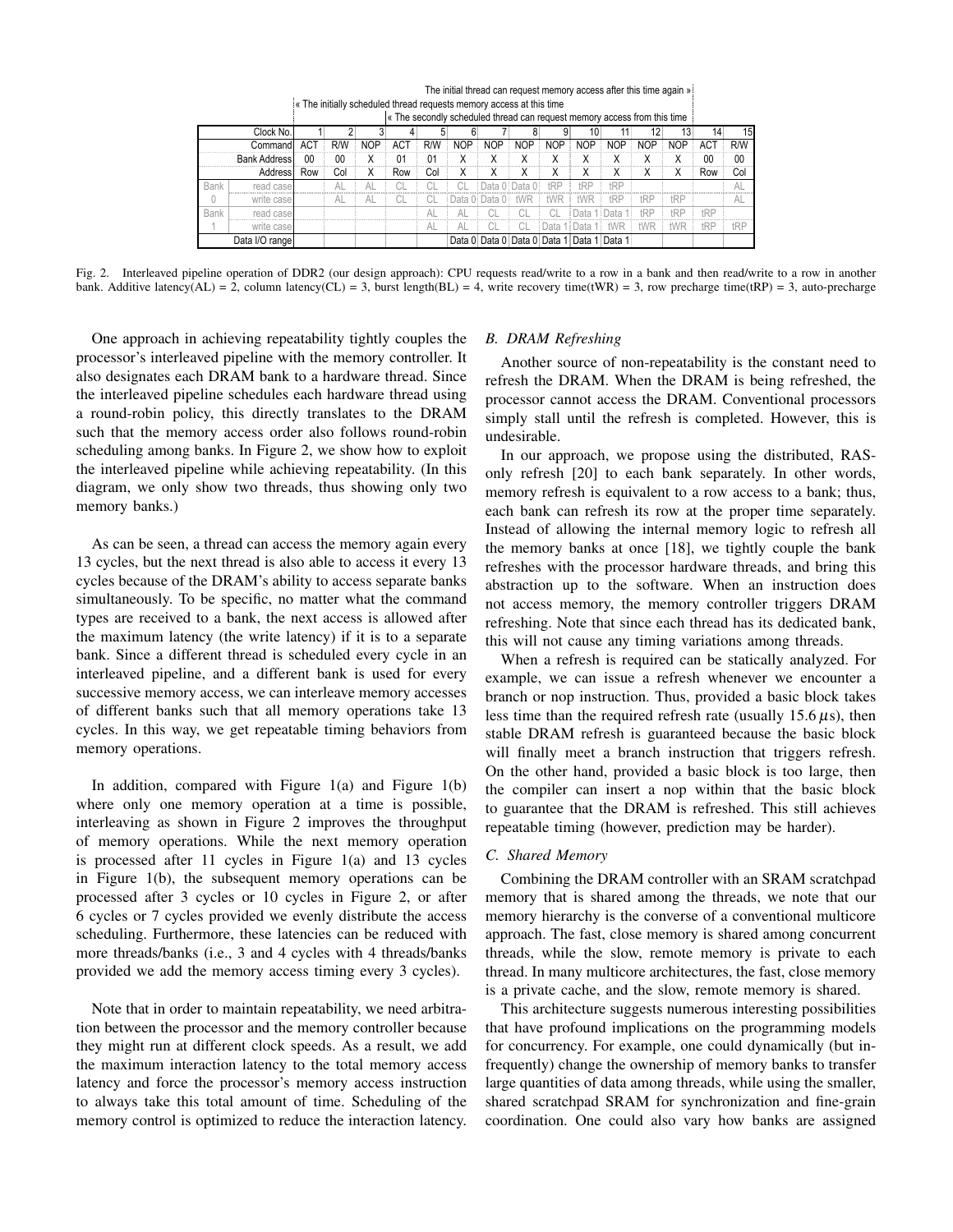The initial thread can request memory access after this time again »

« The initially scheduled thread requests memory access at this time

« The secondly scheduled thread can request memory access from this time

| | Clock No. | 1 | 2 | 3 | 4 | 5 | 6 | 7 | 8 | 9 | 10 | 11 | 12 | 13 | 14 | 15 |
|---|---|---|---|---|---|---|---|---|---|---|---|---|---|---|---|---|
| | Command | ACT | R/W | NOP | ACT | R/W | NOP | NOP | NOP | NOP | NOP | NOP | NOP | NOP | ACT | R/W |
| | Bank Address | 00 | 00 | X | 01 | 01 | X | X | X | X | X | X | X | X | 00 | 00 |
| | Address | Row | Col | X | Row | Col | X | X | X | X | X | X | X | X | Row | Col |
| Bank 0 | read case | | AL | AL | CL | CL | CL | Data 0 | Data 0 | tRP | tRP | tRP | | | | AL |
| | write case | | AL | AL | CL | CL | Data 0 | Data 0 | tWR | tWR | tWR | tRP | tRP | tRP | | AL |
| Bank 1 | read case | | | | | AL | AL | CL | CL | CL | Data 1 | Data 1 | tRP | tRP | tRP | |
| | write case | | | | | AL | AL | CL | CL | Data 1 | Data 1 | tWR | tWR | tWR | tRP | tRP |
| | Data I/O range | | | | | | Data 0 | Data 0 | Data 0 | Data 1 | Data 1 | Data 1 | | | | |

Fig. 2. Interleaved pipeline operation of DDR2 (our design approach): CPU requests read/write to a row in a bank and then read/write to a row in another bank. Additive latency(AL) = 2, column latency(CL) = 3, burst length(BL) = 4, write recovery time(tWR) = 3, row precharge time(tRP) = 3, auto-precharge

One approach in achieving repeatability tightly couples the processor's interleaved pipeline with the memory controller. It also designates each DRAM bank to a hardware thread. Since the interleaved pipeline schedules each hardware thread using a round-robin policy, this directly translates to the DRAM such that the memory access order also follows round-robin scheduling among banks. In Figure 2, we show how to exploit the interleaved pipeline while achieving repeatability. (In this diagram, we only show two threads, thus showing only two memory banks.)

As can be seen, a thread can access the memory again every 13 cycles, but the next thread is also able to access it every 13 cycles because of the DRAM's ability to access separate banks simultaneously. To be specific, no matter what the command types are received to a bank, the next access is allowed after the maximum latency (the write latency) if it is to a separate bank. Since a different thread is scheduled every cycle in an interleaved pipeline, and a different bank is used for every successive memory access, we can interleave memory accesses of different banks such that all memory operations take 13 cycles. In this way, we get repeatable timing behaviors from memory operations.

In addition, compared with Figure 1(a) and Figure 1(b) where only one memory operation at a time is possible, interleaving as shown in Figure 2 improves the throughput of memory operations. While the next memory operation is processed after 11 cycles in Figure 1(a) and 13 cycles in Figure 1(b), the subsequent memory operations can be processed after 3 cycles or 10 cycles in Figure 2, or after 6 cycles or 7 cycles provided we evenly distribute the access scheduling. Furthermore, these latencies can be reduced with more threads/banks (i.e., 3 and 4 cycles with 4 threads/banks provided we add the memory access timing every 3 cycles).

Note that in order to maintain repeatability, we need arbitration between the processor and the memory controller because they might run at different clock speeds. As a result, we add the maximum interaction latency to the total memory access latency and force the processor's memory access instruction to always take this total amount of time. Scheduling of the memory control is optimized to reduce the interaction latency.

### B. DRAM Refreshing

Another source of non-repeatability is the constant need to refresh the DRAM. When the DRAM is being refreshed, the processor cannot access the DRAM. Conventional processors simply stall until the refresh is completed. However, this is undesirable.

In our approach, we propose using the distributed, RAS-only refresh [20] to each bank separately. In other words, memory refresh is equivalent to a row access to a bank; thus, each bank can refresh its row at the proper time separately. Instead of allowing the internal memory logic to refresh all the memory banks at once [18], we tightly couple the bank refreshes with the processor hardware threads, and bring this abstraction up to the software. When an instruction does not access memory, the memory controller triggers DRAM refreshing. Note that since each thread has its dedicated bank, this will not cause any timing variations among threads.

When a refresh is required can be statically analyzed. For example, we can issue a refresh whenever we encounter a branch or nop instruction. Thus, provided a basic block takes less time than the required refresh rate (usually $15.6\,\mu$s), then stable DRAM refresh is guaranteed because the basic block will finally meet a branch instruction that triggers refresh. On the other hand, provided a basic block is too large, then the compiler can insert a nop within that the basic block to guarantee that the DRAM is refreshed. This still achieves repeatable timing (however, prediction may be harder).

### C. Shared Memory

Combining the DRAM controller with an SRAM scratchpad memory that is shared among the threads, we note that our memory hierarchy is the converse of a conventional multicore approach. The fast, close memory is shared among concurrent threads, while the slow, remote memory is private to each thread. In many multicore architectures, the fast, close memory is a private cache, and the slow, remote memory is shared.

This architecture suggests numerous interesting possibilities that have profound implications on the programming models for concurrency. For example, one could dynamically (but infrequently) change the ownership of memory banks to transfer large quantities of data among threads, while using the smaller, shared scratchpad SRAM for synchronization and fine-grain coordination. One could also vary how banks are assigned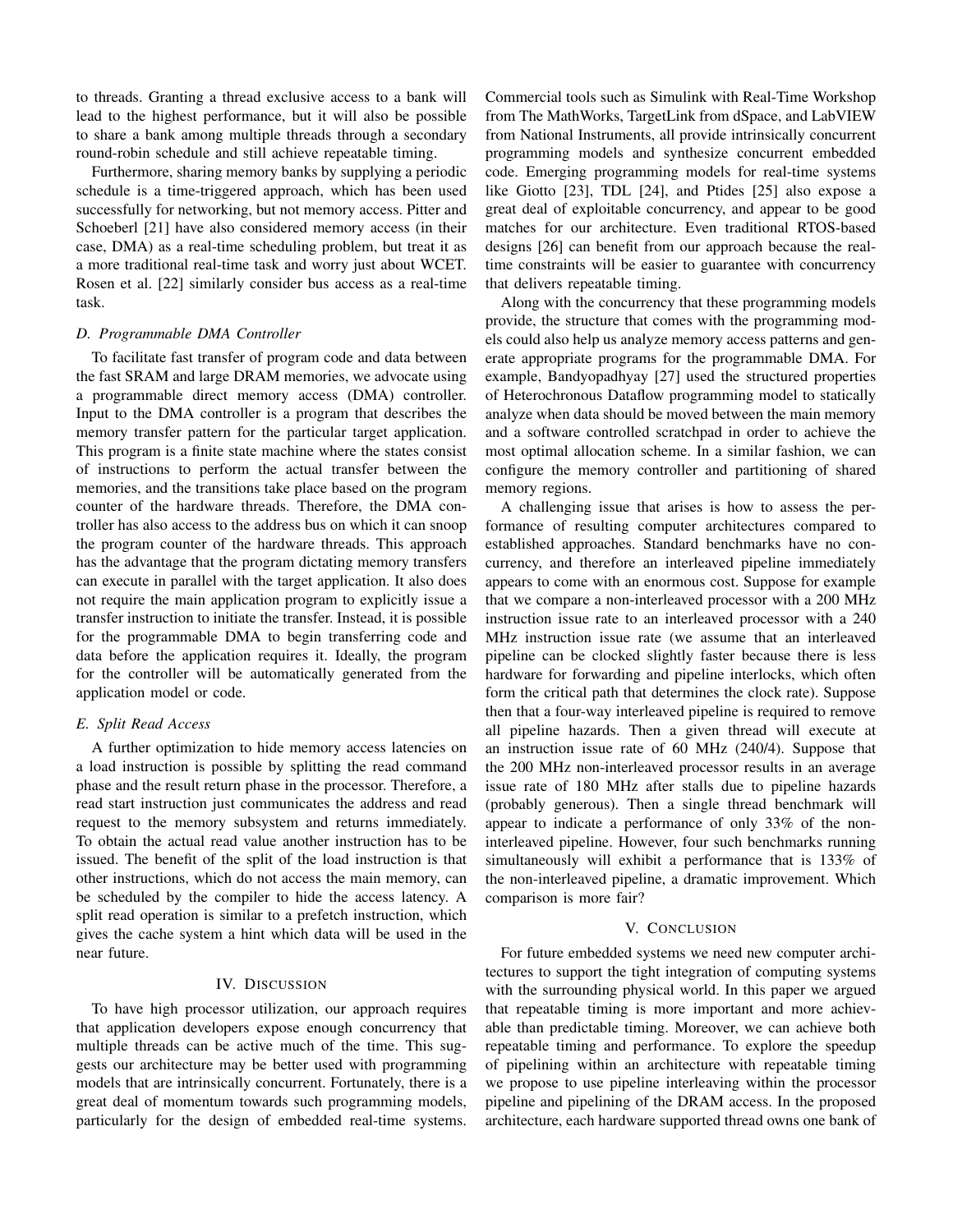to threads. Granting a thread exclusive access to a bank will lead to the highest performance, but it will also be possible to share a bank among multiple threads through a secondary round-robin schedule and still achieve repeatable timing.

Furthermore, sharing memory banks by supplying a periodic schedule is a time-triggered approach, which has been used successfully for networking, but not memory access. Pitter and Schoeberl [21] have also considered memory access (in their case, DMA) as a real-time scheduling problem, but treat it as a more traditional real-time task and worry just about WCET. Rosen et al. [22] similarly consider bus access as a real-time task.

### D. Programmable DMA Controller

To facilitate fast transfer of program code and data between the fast SRAM and large DRAM memories, we advocate using a programmable direct memory access (DMA) controller. Input to the DMA controller is a program that describes the memory transfer pattern for the particular target application. This program is a finite state machine where the states consist of instructions to perform the actual transfer between the memories, and the transitions take place based on the program counter of the hardware threads. Therefore, the DMA controller has also access to the address bus on which it can snoop the program counter of the hardware threads. This approach has the advantage that the program dictating memory transfers can execute in parallel with the target application. It also does not require the main application program to explicitly issue a transfer instruction to initiate the transfer. Instead, it is possible for the programmable DMA to begin transferring code and data before the application requires it. Ideally, the program for the controller will be automatically generated from the application model or code.

### E. Split Read Access

A further optimization to hide memory access latencies on a load instruction is possible by splitting the read command phase and the result return phase in the processor. Therefore, a read start instruction just communicates the address and read request to the memory subsystem and returns immediately. To obtain the actual read value another instruction has to be issued. The benefit of the split of the load instruction is that other instructions, which do not access the main memory, can be scheduled by the compiler to hide the access latency. A split read operation is similar to a prefetch instruction, which gives the cache system a hint which data will be used in the near future.

## IV. Discussion

To have high processor utilization, our approach requires that application developers expose enough concurrency that multiple threads can be active much of the time. This suggests our architecture may be better used with programming models that are intrinsically concurrent. Fortunately, there is a great deal of momentum towards such programming models, particularly for the design of embedded real-time systems. Commercial tools such as Simulink with Real-Time Workshop from The MathWorks, TargetLink from dSpace, and LabVIEW from National Instruments, all provide intrinsically concurrent programming models and synthesize concurrent embedded code. Emerging programming models for real-time systems like Giotto [23], TDL [24], and Ptides [25] also expose a great deal of exploitable concurrency, and appear to be good matches for our architecture. Even traditional RTOS-based designs [26] can benefit from our approach because the real-time constraints will be easier to guarantee with concurrency that delivers repeatable timing.

Along with the concurrency that these programming models provide, the structure that comes with the programming models could also help us analyze memory access patterns and generate appropriate programs for the programmable DMA. For example, Bandyopadhyay [27] used the structured properties of Heterochronous Dataflow programming model to statically analyze when data should be moved between the main memory and a software controlled scratchpad in order to achieve the most optimal allocation scheme. In a similar fashion, we can configure the memory controller and partitioning of shared memory regions.

A challenging issue that arises is how to assess the performance of resulting computer architectures compared to established approaches. Standard benchmarks have no concurrency, and therefore an interleaved pipeline immediately appears to come with an enormous cost. Suppose for example that we compare a non-interleaved processor with a 200 MHz instruction issue rate to an interleaved processor with a 240 MHz instruction issue rate (we assume that an interleaved pipeline can be clocked slightly faster because there is less hardware for forwarding and pipeline interlocks, which often form the critical path that determines the clock rate). Suppose then that a four-way interleaved pipeline is required to remove all pipeline hazards. Then a given thread will execute at an instruction issue rate of 60 MHz (240/4). Suppose that the 200 MHz non-interleaved processor results in an average issue rate of 180 MHz after stalls due to pipeline hazards (probably generous). Then a single thread benchmark will appear to indicate a performance of only 33% of the non-interleaved pipeline. However, four such benchmarks running simultaneously will exhibit a performance that is 133% of the non-interleaved pipeline, a dramatic improvement. Which comparison is more fair?

## V. Conclusion

For future embedded systems we need new computer architectures to support the tight integration of computing systems with the surrounding physical world. In this paper we argued that repeatable timing is more important and more achievable than predictable timing. Moreover, we can achieve both repeatable timing and performance. To explore the speedup of pipelining within an architecture with repeatable timing we propose to use pipeline interleaving within the processor pipeline and pipelining of the DRAM access. In the proposed architecture, each hardware supported thread owns one bank of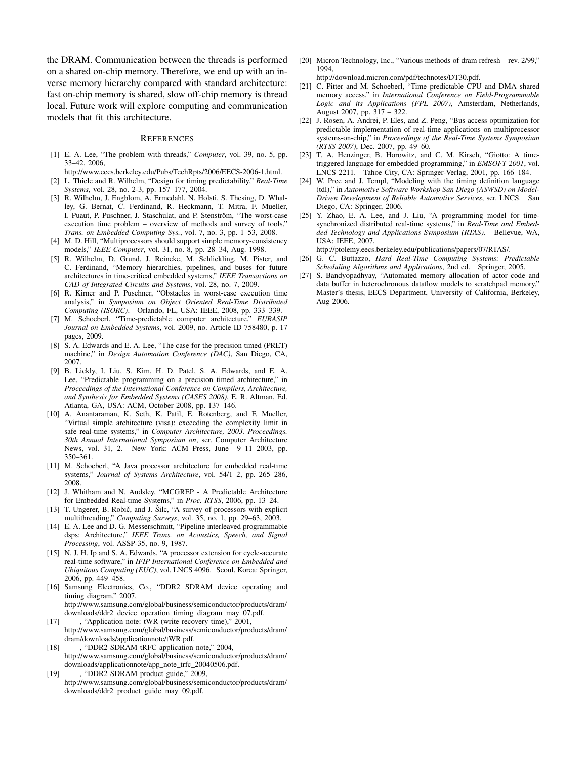the DRAM. Communication between the threads is performed on a shared on-chip memory. Therefore, we end up with an inverse memory hierarchy compared with standard architecture: fast on-chip memory is shared, slow off-chip memory is thread local. Future work will explore computing and communication models that fit this architecture.

## References

[1] E. A. Lee, "The problem with threads," *Computer*, vol. 39, no. 5, pp. 33–42, 2006, http://www.eecs.berkeley.edu/Pubs/TechRpts/2006/EECS-2006-1.html.

[2] L. Thiele and R. Wilhelm, "Design for timing predictability," *Real-Time Systems*, vol. 28, no. 2-3, pp. 157–177, 2004.

[3] R. Wilhelm, J. Engblom, A. Ermedahl, N. Holsti, S. Thesing, D. Whalley, G. Bernat, C. Ferdinand, R. Heckmann, T. Mitra, F. Mueller, I. Puaut, P. Puschner, J. Staschulat, and P. Stenström, "The worst-case execution time problem – overview of methods and survey of tools," *Trans. on Embedded Computing Sys.*, vol. 7, no. 3, pp. 1–53, 2008.

[4] M. D. Hill, "Multiprocessors should support simple memory-consistency models," *IEEE Computer*, vol. 31, no. 8, pp. 28–34, Aug. 1998.

[5] R. Wilhelm, D. Grund, J. Reineke, M. Schlickling, M. Pister, and C. Ferdinand, "Memory hierarchies, pipelines, and buses for future architectures in time-critical embedded systems," *IEEE Transactions on CAD of Integrated Circuits and Systems*, vol. 28, no. 7, 2009.

[6] R. Kirner and P. Puschner, "Obstacles in worst-case execution time analysis," in *Symposium on Object Oriented Real-Time Distributed Computing (ISORC)*. Orlando, FL, USA: IEEE, 2008, pp. 333–339.

[7] M. Schoeberl, "Time-predictable computer architecture," *EURASIP Journal on Embedded Systems*, vol. 2009, no. Article ID 758480, p. 17 pages, 2009.

[8] S. A. Edwards and E. A. Lee, "The case for the precision timed (PRET) machine," in *Design Automation Conference (DAC)*, San Diego, CA, 2007.

[9] B. Lickly, I. Liu, S. Kim, H. D. Patel, S. A. Edwards, and E. A. Lee, "Predictable programming on a precision timed architecture," in *Proceedings of the International Conference on Compilers, Architecture, and Synthesis for Embedded Systems (CASES 2008)*, E. R. Altman, Ed. Atlanta, GA, USA: ACM, October 2008, pp. 137–146.

[10] A. Anantaraman, K. Seth, K. Patil, E. Rotenberg, and F. Mueller, "Virtual simple architecture (visa): exceeding the complexity limit in safe real-time systems," in *Computer Architecture, 2003. Proceedings. 30th Annual International Symposium on*, ser. Computer Architecture News, vol. 31, 2. New York: ACM Press, June 9–11 2003, pp. 350–361.

[11] M. Schoeberl, "A Java processor architecture for embedded real-time systems," *Journal of Systems Architecture*, vol. 54/1–2, pp. 265–286, 2008.

[12] J. Whitham and N. Audsley, "MCGREP - A Predictable Architecture for Embedded Real-time Systems," in *Proc. RTSS*, 2006, pp. 13–24.

[13] T. Ungerer, B. Robič, and J. Šilc, "A survey of processors with explicit multithreading," *Computing Surveys*, vol. 35, no. 1, pp. 29–63, 2003.

[14] E. A. Lee and D. G. Messerschmitt, "Pipeline interleaved programmable dsps: Architecture," *IEEE Trans. on Acoustics, Speech, and Signal Processing*, vol. ASSP-35, no. 9, 1987.

[15] N. J. H. Ip and S. A. Edwards, "A processor extension for cycle-accurate real-time software," in *IFIP International Conference on Embedded and Ubiquitous Computing (EUC)*, vol. LNCS 4096. Seoul, Korea: Springer, 2006, pp. 449–458.

[16] Samsung Electronics, Co., "DDR2 SDRAM device operating and timing diagram," 2007, http://www.samsung.com/global/business/semiconductor/products/dram/downloads/ddr2_device_operation_timing_diagram_may_07.pdf.

[17] ——, "Application note: tWR (write recovery time)," 2001, http://www.samsung.com/global/business/semiconductor/products/dram/dram/downloads/applicationnote/tWR.pdf.

[18] ——, "DDR2 SDRAM tRFC application note," 2004, http://www.samsung.com/global/business/semiconductor/products/dram/downloads/applicationnote/app_note_trfc_20040506.pdf.

[19] ——, "DDR2 SDRAM product guide," 2009, http://www.samsung.com/global/business/semiconductor/products/dram/downloads/ddr2_product_guide_may_09.pdf.

[20] Micron Technology, Inc., "Various methods of dram refresh – rev. 2/99," 1994, http://download.micron.com/pdf/technotes/DT30.pdf.

[21] C. Pitter and M. Schoeberl, "Time predictable CPU and DMA shared memory access," in *International Conference on Field-Programmable Logic and its Applications (FPL 2007)*, Amsterdam, Netherlands, August 2007, pp. 317 – 322.

[22] J. Rosen, A. Andrei, P. Eles, and Z. Peng, "Bus access optimization for predictable implementation of real-time applications on multiprocessor systems-on-chip," in *Proceedings of the Real-Time Systems Symposium (RTSS 2007)*, Dec. 2007, pp. 49–60.

[23] T. A. Henzinger, B. Horowitz, and C. M. Kirsch, "Giotto: A time-triggered language for embedded programming," in *EMSOFT 2001*, vol. LNCS 2211. Tahoe City, CA: Springer-Verlag, 2001, pp. 166–184.

[24] W. Pree and J. Templ, "Modeling with the timing definition language (tdl)," in *Automotive Software Workshop San Diego (ASWSD) on Model-Driven Development of Reliable Automotive Services*, ser. LNCS. San Diego, CA: Springer, 2006.

[25] Y. Zhao, E. A. Lee, and J. Liu, "A programming model for time-synchronized distributed real-time systems," in *Real-Time and Embedded Technology and Applications Symposium (RTAS)*. Bellevue, WA, USA: IEEE, 2007, http://ptolemy.eecs.berkeley.edu/publications/papers/07/RTAS/.

[26] G. C. Buttazzo, *Hard Real-Time Computing Systems: Predictable Scheduling Algorithms and Applications*, 2nd ed. Springer, 2005.

[27] S. Bandyopadhyay, "Automated memory allocation of actor code and data buffer in heterochronous dataflow models to scratchpad memory," Master's thesis, EECS Department, University of California, Berkeley, Aug 2006.